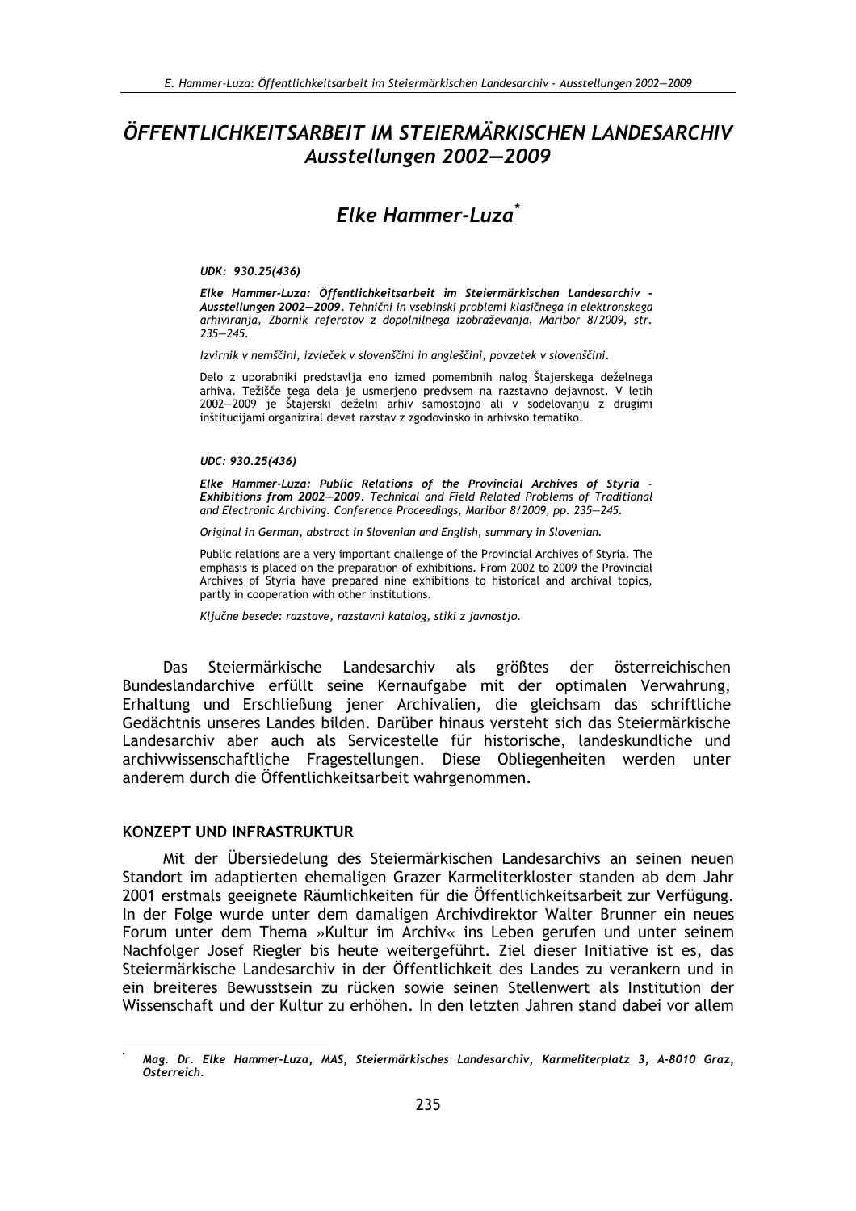# *ÖFFENTLICHKEITSARBEIT IM STEIERMÄRKISCHEN LANDESARCHIV Ausstellungen 2002—2009*

## *Elke Hammer-Luza*[*]

***UDK: 930.25(436)***

***Elke Hammer-Luza: Öffentlichkeitsarbeit im Steiermärkischen Landesarchiv - Ausstellungen 2002—2009****. Tehnični in vsebinski problemi klasičnega in elektronskega arhiviranja, Zbornik referatov z dopolnilnega izobraževanja, Maribor 8/2009, str. 235—245.*

*Izvirnik v nemščini, izvleček v slovenščini in angleščini, povzetek v slovenščini.*

Delo z uporabniki predstavlja eno izmed pomembnih nalog Štajerskega deželnega arhiva. Težišče tega dela je usmerjeno predvsem na razstavno dejavnost. V letih 2002—2009 je Štajerski deželni arhiv samostojno ali v sodelovanju z drugimi inštitucijami organiziral devet razstav z zgodovinsko in arhivsko tematiko.

***UDC: 930.25(436)***

***Elke Hammer-Luza: Public Relations of the Provincial Archives of Styria - Exhibitions from 2002—2009****. Technical and Field Related Problems of Traditional and Electronic Archiving. Conference Proceedings, Maribor 8/2009, pp. 235—245.*

*Original in German, abstract in Slovenian and English, summary in Slovenian.*

Public relations are a very important challenge of the Provincial Archives of Styria. The emphasis is placed on the preparation of exhibitions. From 2002 to 2009 the Provincial Archives of Styria have prepared nine exhibitions to historical and archival topics, partly in cooperation with other institutions.

*Ključne besede: razstave, razstavni katalog, stiki z javnostjo.*

Das Steiermärkische Landesarchiv als größtes der österreichischen Bundeslandarchive erfüllt seine Kernaufgabe mit der optimalen Verwahrung, Erhaltung und Erschließung jener Archivalien, die gleichsam das schriftliche Gedächtnis unseres Landes bilden. Darüber hinaus versteht sich das Steiermärkische Landesarchiv aber auch als Servicestelle für historische, landeskundliche und archivwissenschaftliche Fragestellungen. Diese Obliegenheiten werden unter anderem durch die Öffentlichkeitsarbeit wahrgenommen.

### KONZEPT UND INFRASTRUKTUR

Mit der Übersiedelung des Steiermärkischen Landesarchivs an seinen neuen Standort im adaptierten ehemaligen Grazer Karmeliterkloster standen ab dem Jahr 2001 erstmals geeignete Räumlichkeiten für die Öffentlichkeitsarbeit zur Verfügung. In der Folge wurde unter dem damaligen Archivdirektor Walter Brunner ein neues Forum unter dem Thema »Kultur im Archiv« ins Leben gerufen und unter seinem Nachfolger Josef Riegler bis heute weitergeführt. Ziel dieser Initiative ist es, das Steiermärkische Landesarchiv in der Öffentlichkeit des Landes zu verankern und in ein breiteres Bewusstsein zu rücken sowie seinen Stellenwert als Institution der Wissenschaft und der Kultur zu erhöhen. In den letzten Jahren stand dabei vor allem

[*] ***Mag. Dr. Elke Hammer-Luza, MAS, Steiermärkisches Landesarchiv, Karmeliterplatz 3, A-8010 Graz, Österreich.***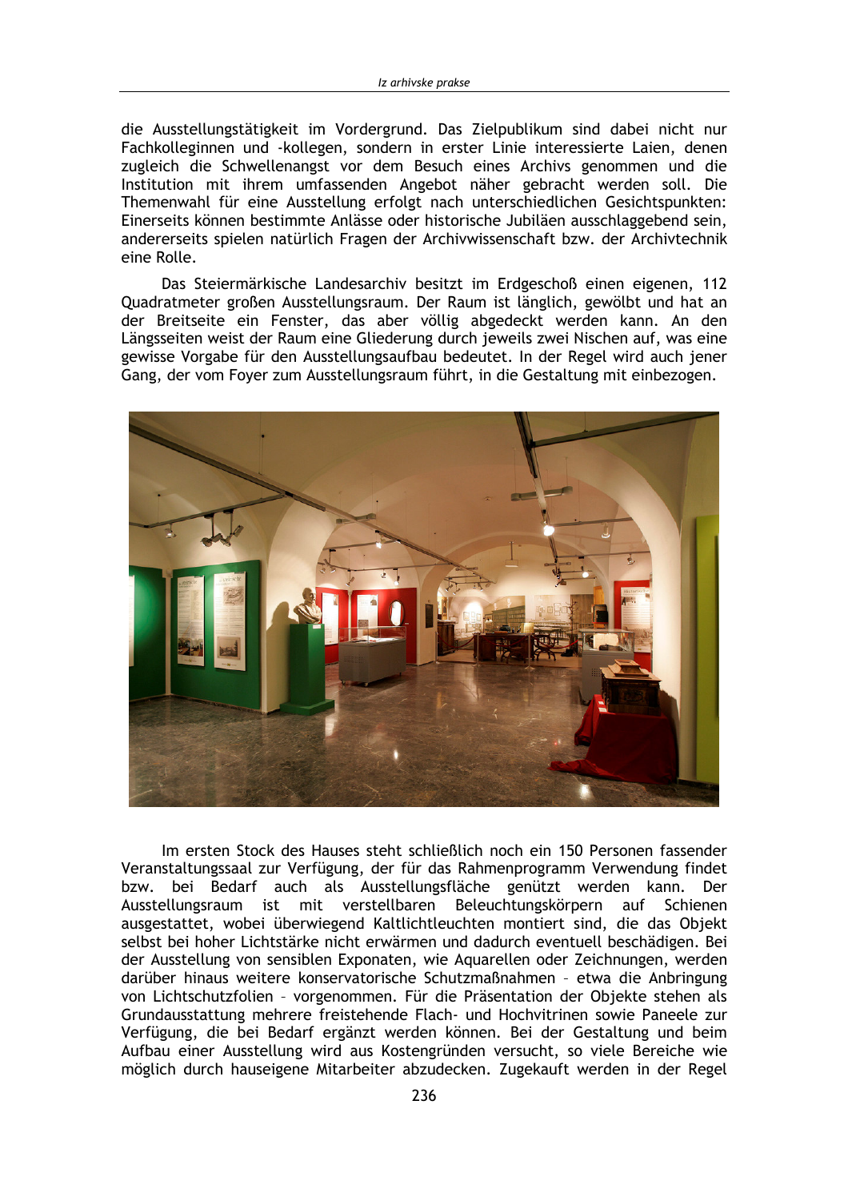die Ausstellungstätigkeit im Vordergrund. Das Zielpublikum sind dabei nicht nur Fachkolleginnen und -kollegen, sondern in erster Linie interessierte Laien, denen zugleich die Schwellenangst vor dem Besuch eines Archivs genommen und die Institution mit ihrem umfassenden Angebot näher gebracht werden soll. Die Themenwahl für eine Ausstellung erfolgt nach unterschiedlichen Gesichtspunkten: Einerseits können bestimmte Anlässe oder historische Jubiläen ausschlaggebend sein, andererseits spielen natürlich Fragen der Archivwissenschaft bzw. der Archivtechnik eine Rolle.

Das Steiermärkische Landesarchiv besitzt im Erdgeschoß einen eigenen, 112 Quadratmeter großen Ausstellungsraum. Der Raum ist länglich, gewölbt und hat an der Breitseite ein Fenster, das aber völlig abgedeckt werden kann. An den Längsseiten weist der Raum eine Gliederung durch jeweils zwei Nischen auf, was eine gewisse Vorgabe für den Ausstellungsaufbau bedeutet. In der Regel wird auch jener Gang, der vom Foyer zum Ausstellungsraum führt, in die Gestaltung mit einbezogen.

Im ersten Stock des Hauses steht schließlich noch ein 150 Personen fassender Veranstaltungssaal zur Verfügung, der für das Rahmenprogramm Verwendung findet bzw. bei Bedarf auch als Ausstellungsfläche genützt werden kann. Der Ausstellungsraum ist mit verstellbaren Beleuchtungskörpern auf Schienen ausgestattet, wobei überwiegend Kaltlichtleuchten montiert sind, die das Objekt selbst bei hoher Lichtstärke nicht erwärmen und dadurch eventuell beschädigen. Bei der Ausstellung von sensiblen Exponaten, wie Aquarellen oder Zeichnungen, werden darüber hinaus weitere konservatorische Schutzmaßnahmen – etwa die Anbringung von Lichtschutzfolien – vorgenommen. Für die Präsentation der Objekte stehen als Grundausstattung mehrere freistehende Flach- und Hochvitrinen sowie Paneele zur Verfügung, die bei Bedarf ergänzt werden können. Bei der Gestaltung und beim Aufbau einer Ausstellung wird aus Kostengründen versucht, so viele Bereiche wie möglich durch hauseigene Mitarbeiter abzudecken. Zugekauft werden in der Regel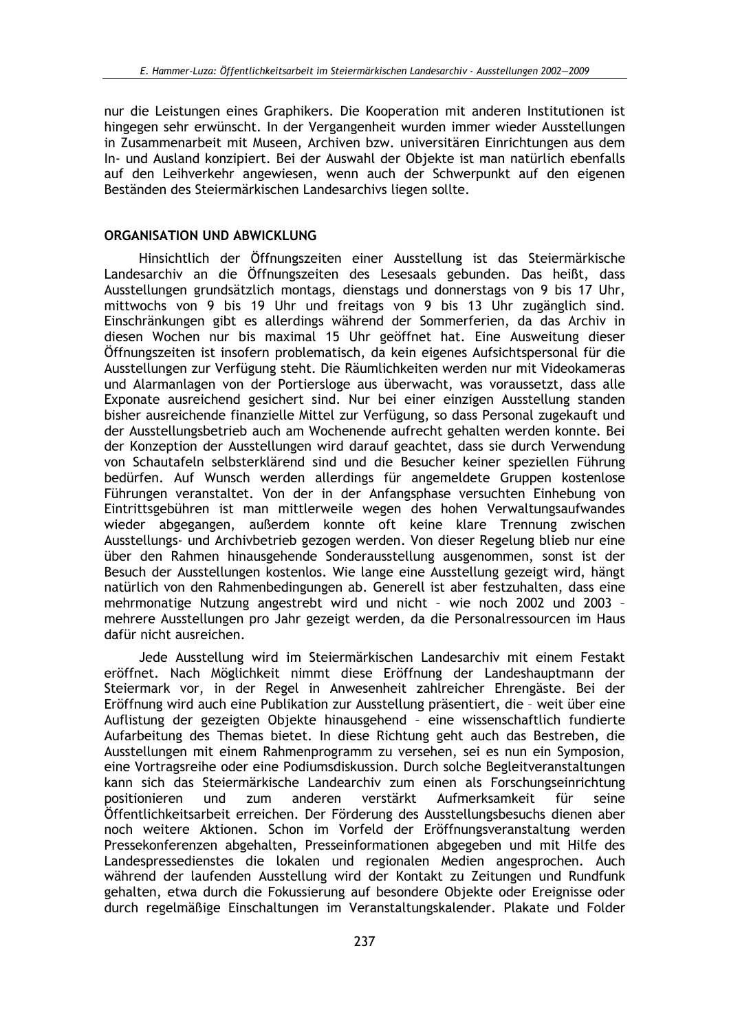nur die Leistungen eines Graphikers. Die Kooperation mit anderen Institutionen ist hingegen sehr erwünscht. In der Vergangenheit wurden immer wieder Ausstellungen in Zusammenarbeit mit Museen, Archiven bzw. universitären Einrichtungen aus dem In- und Ausland konzipiert. Bei der Auswahl der Objekte ist man natürlich ebenfalls auf den Leihverkehr angewiesen, wenn auch der Schwerpunkt auf den eigenen Beständen des Steiermärkischen Landesarchivs liegen sollte.

## ORGANISATION UND ABWICKLUNG

Hinsichtlich der Öffnungszeiten einer Ausstellung ist das Steiermärkische Landesarchiv an die Öffnungszeiten des Lesesaals gebunden. Das heißt, dass Ausstellungen grundsätzlich montags, dienstags und donnerstags von 9 bis 17 Uhr, mittwochs von 9 bis 19 Uhr und freitags von 9 bis 13 Uhr zugänglich sind. Einschränkungen gibt es allerdings während der Sommerferien, da das Archiv in diesen Wochen nur bis maximal 15 Uhr geöffnet hat. Eine Ausweitung dieser Öffnungszeiten ist insofern problematisch, da kein eigenes Aufsichtspersonal für die Ausstellungen zur Verfügung steht. Die Räumlichkeiten werden nur mit Videokameras und Alarmanlagen von der Portiersloge aus überwacht, was voraussetzt, dass alle Exponate ausreichend gesichert sind. Nur bei einer einzigen Ausstellung standen bisher ausreichende finanzielle Mittel zur Verfügung, so dass Personal zugekauft und der Ausstellungsbetrieb auch am Wochenende aufrecht gehalten werden konnte. Bei der Konzeption der Ausstellungen wird darauf geachtet, dass sie durch Verwendung von Schautafeln selbsterklärend sind und die Besucher keiner speziellen Führung bedürfen. Auf Wunsch werden allerdings für angemeldete Gruppen kostenlose Führungen veranstaltet. Von der in der Anfangsphase versuchten Einhebung von Eintrittsgebühren ist man mittlerweile wegen des hohen Verwaltungsaufwandes wieder abgegangen, außerdem konnte oft keine klare Trennung zwischen Ausstellungs- und Archivbetrieb gezogen werden. Von dieser Regelung blieb nur eine über den Rahmen hinausgehende Sonderausstellung ausgenommen, sonst ist der Besuch der Ausstellungen kostenlos. Wie lange eine Ausstellung gezeigt wird, hängt natürlich von den Rahmenbedingungen ab. Generell ist aber festzuhalten, dass eine mehrmonatige Nutzung angestrebt wird und nicht – wie noch 2002 und 2003 – mehrere Ausstellungen pro Jahr gezeigt werden, da die Personalressourcen im Haus dafür nicht ausreichen.

Jede Ausstellung wird im Steiermärkischen Landesarchiv mit einem Festakt eröffnet. Nach Möglichkeit nimmt diese Eröffnung der Landeshauptmann der Steiermark vor, in der Regel in Anwesenheit zahlreicher Ehrengäste. Bei der Eröffnung wird auch eine Publikation zur Ausstellung präsentiert, die – weit über eine Auflistung der gezeigten Objekte hinausgehend – eine wissenschaftlich fundierte Aufarbeitung des Themas bietet. In diese Richtung geht auch das Bestreben, die Ausstellungen mit einem Rahmenprogramm zu versehen, sei es nun ein Symposion, eine Vortragsreihe oder eine Podiumsdiskussion. Durch solche Begleitveranstaltungen kann sich das Steiermärkische Landearchiv zum einen als Forschungseinrichtung positionieren und zum anderen verstärkt Aufmerksamkeit für seine Öffentlichkeitsarbeit erreichen. Der Förderung des Ausstellungsbesuchs dienen aber noch weitere Aktionen. Schon im Vorfeld der Eröffnungsveranstaltung werden Pressekonferenzen abgehalten, Presseinformationen abgegeben und mit Hilfe des Landespressedienstes die lokalen und regionalen Medien angesprochen. Auch während der laufenden Ausstellung wird der Kontakt zu Zeitungen und Rundfunk gehalten, etwa durch die Fokussierung auf besondere Objekte oder Ereignisse oder durch regelmäßige Einschaltungen im Veranstaltungskalender. Plakate und Folder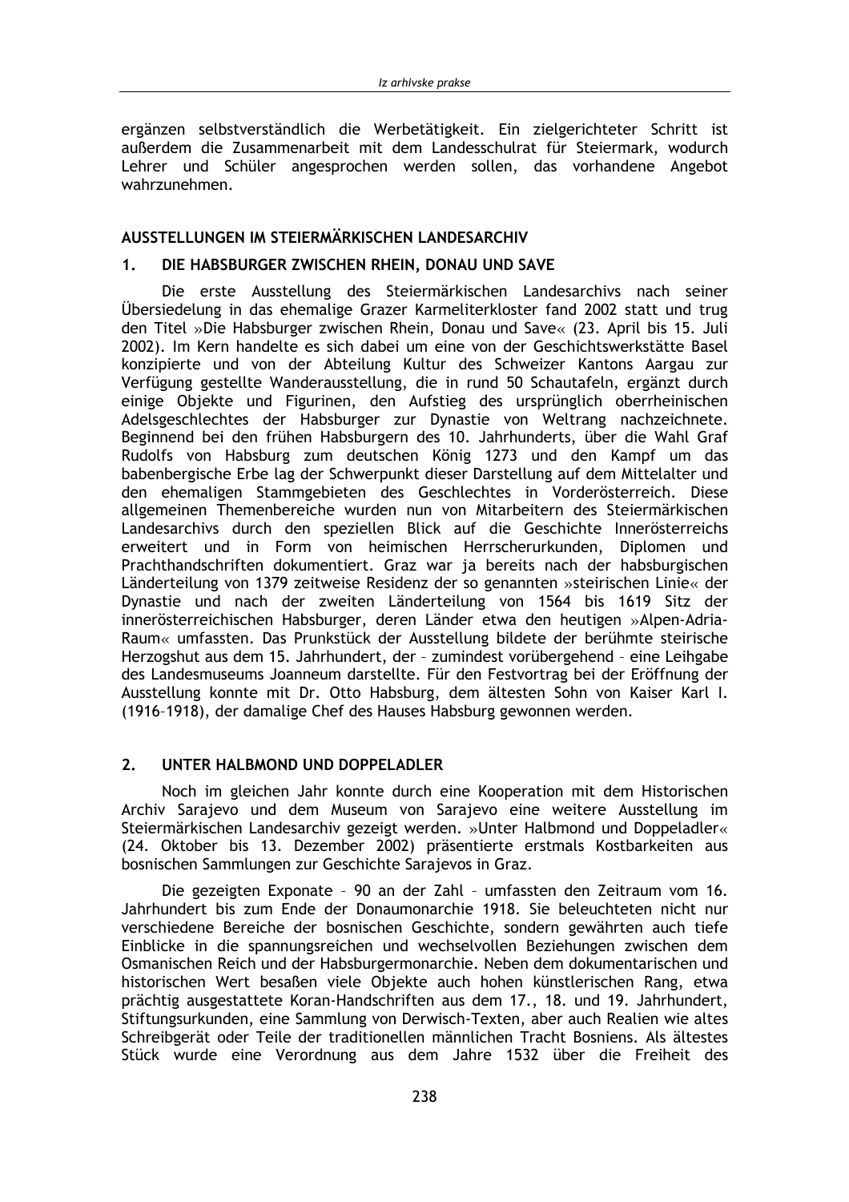ergänzen selbstverständlich die Werbetätigkeit. Ein zielgerichteter Schritt ist außerdem die Zusammenarbeit mit dem Landesschulrat für Steiermark, wodurch Lehrer und Schüler angesprochen werden sollen, das vorhandene Angebot wahrzunehmen.

## AUSSTELLUNGEN IM STEIERMÄRKISCHEN LANDESARCHIV

### 1. DIE HABSBURGER ZWISCHEN RHEIN, DONAU UND SAVE

Die erste Ausstellung des Steiermärkischen Landesarchivs nach seiner Übersiedelung in das ehemalige Grazer Karmeliterkloster fand 2002 statt und trug den Titel »Die Habsburger zwischen Rhein, Donau und Save« (23. April bis 15. Juli 2002). Im Kern handelte es sich dabei um eine von der Geschichtswerkstätte Basel konzipierte und von der Abteilung Kultur des Schweizer Kantons Aargau zur Verfügung gestellte Wanderausstellung, die in rund 50 Schautafeln, ergänzt durch einige Objekte und Figurinen, den Aufstieg des ursprünglich oberrheinischen Adelsgeschlechtes der Habsburger zur Dynastie von Weltrang nachzeichnete. Beginnend bei den frühen Habsburgern des 10. Jahrhunderts, über die Wahl Graf Rudolfs von Habsburg zum deutschen König 1273 und den Kampf um das babenbergische Erbe lag der Schwerpunkt dieser Darstellung auf dem Mittelalter und den ehemaligen Stammgebieten des Geschlechtes in Vorderösterreich. Diese allgemeinen Themenbereiche wurden nun von Mitarbeitern des Steiermärkischen Landesarchivs durch den speziellen Blick auf die Geschichte Innerösterreichs erweitert und in Form von heimischen Herrscherurkunden, Diplomen und Prachthandschriften dokumentiert. Graz war ja bereits nach der habsburgischen Länderteilung von 1379 zeitweise Residenz der so genannten »steirischen Linie« der Dynastie und nach der zweiten Länderteilung von 1564 bis 1619 Sitz der innerösterreichischen Habsburger, deren Länder etwa den heutigen »Alpen-Adria-Raum« umfassten. Das Prunkstück der Ausstellung bildete der berühmte steirische Herzogshut aus dem 15. Jahrhundert, der – zumindest vorübergehend – eine Leihgabe des Landesmuseums Joanneum darstellte. Für den Festvortrag bei der Eröffnung der Ausstellung konnte mit Dr. Otto Habsburg, dem ältesten Sohn von Kaiser Karl I. (1916–1918), der damalige Chef des Hauses Habsburg gewonnen werden.

### 2. UNTER HALBMOND UND DOPPELADLER

Noch im gleichen Jahr konnte durch eine Kooperation mit dem Historischen Archiv Sarajevo und dem Museum von Sarajevo eine weitere Ausstellung im Steiermärkischen Landesarchiv gezeigt werden. »Unter Halbmond und Doppeladler« (24. Oktober bis 13. Dezember 2002) präsentierte erstmals Kostbarkeiten aus bosnischen Sammlungen zur Geschichte Sarajevos in Graz.

Die gezeigten Exponate – 90 an der Zahl – umfassten den Zeitraum vom 16. Jahrhundert bis zum Ende der Donaumonarchie 1918. Sie beleuchteten nicht nur verschiedene Bereiche der bosnischen Geschichte, sondern gewährten auch tiefe Einblicke in die spannungsreichen und wechselvollen Beziehungen zwischen dem Osmanischen Reich und der Habsburgermonarchie. Neben dem dokumentarischen und historischen Wert besaßen viele Objekte auch hohen künstlerischen Rang, etwa prächtig ausgestattete Koran-Handschriften aus dem 17., 18. und 19. Jahrhundert, Stiftungsurkunden, eine Sammlung von Derwisch-Texten, aber auch Realien wie altes Schreibgerät oder Teile der traditionellen männlichen Tracht Bosniens. Als ältestes Stück wurde eine Verordnung aus dem Jahre 1532 über die Freiheit des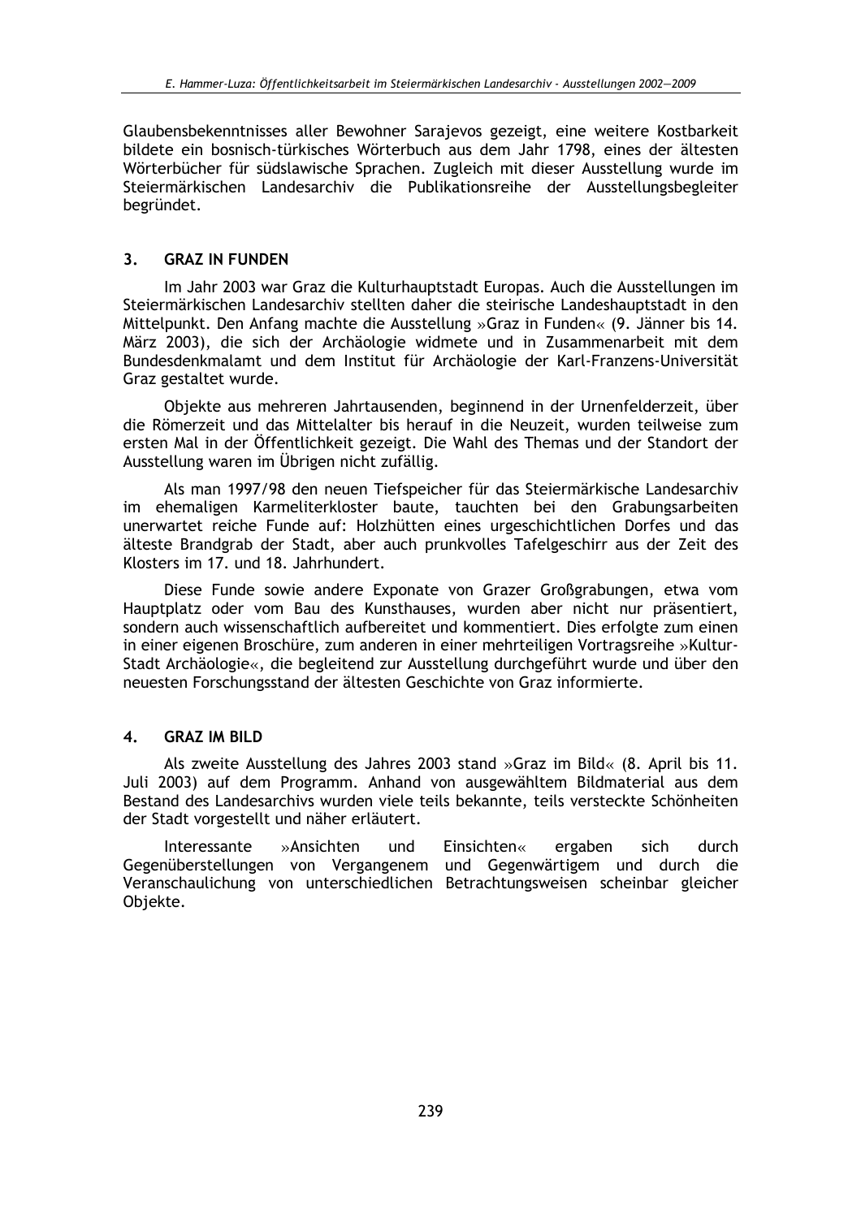Glaubensbekenntnisses aller Bewohner Sarajevos gezeigt, eine weitere Kostbarkeit bildete ein bosnisch-türkisches Wörterbuch aus dem Jahr 1798, eines der ältesten Wörterbücher für südslawische Sprachen. Zugleich mit dieser Ausstellung wurde im Steiermärkischen Landesarchiv die Publikationsreihe der Ausstellungsbegleiter begründet.

## 3. GRAZ IN FUNDEN

Im Jahr 2003 war Graz die Kulturhauptstadt Europas. Auch die Ausstellungen im Steiermärkischen Landesarchiv stellten daher die steirische Landeshauptstadt in den Mittelpunkt. Den Anfang machte die Ausstellung »Graz in Funden« (9. Jänner bis 14. März 2003), die sich der Archäologie widmete und in Zusammenarbeit mit dem Bundesdenkmalamt und dem Institut für Archäologie der Karl-Franzens-Universität Graz gestaltet wurde.

Objekte aus mehreren Jahrtausenden, beginnend in der Urnenfelderzeit, über die Römerzeit und das Mittelalter bis herauf in die Neuzeit, wurden teilweise zum ersten Mal in der Öffentlichkeit gezeigt. Die Wahl des Themas und der Standort der Ausstellung waren im Übrigen nicht zufällig.

Als man 1997/98 den neuen Tiefspeicher für das Steiermärkische Landesarchiv im ehemaligen Karmeliterkloster baute, tauchten bei den Grabungsarbeiten unerwartet reiche Funde auf: Holzhütten eines urgeschichtlichen Dorfes und das älteste Brandgrab der Stadt, aber auch prunkvolles Tafelgeschirr aus der Zeit des Klosters im 17. und 18. Jahrhundert.

Diese Funde sowie andere Exponate von Grazer Großgrabungen, etwa vom Hauptplatz oder vom Bau des Kunsthauses, wurden aber nicht nur präsentiert, sondern auch wissenschaftlich aufbereitet und kommentiert. Dies erfolgte zum einen in einer eigenen Broschüre, zum anderen in einer mehrteiligen Vortragsreihe »Kultur-Stadt Archäologie«, die begleitend zur Ausstellung durchgeführt wurde und über den neuesten Forschungsstand der ältesten Geschichte von Graz informierte.

## 4. GRAZ IM BILD

Als zweite Ausstellung des Jahres 2003 stand »Graz im Bild« (8. April bis 11. Juli 2003) auf dem Programm. Anhand von ausgewähltem Bildmaterial aus dem Bestand des Landesarchivs wurden viele teils bekannte, teils versteckte Schönheiten der Stadt vorgestellt und näher erläutert.

Interessante »Ansichten und Einsichten« ergaben sich durch Gegenüberstellungen von Vergangenem und Gegenwärtigem und durch die Veranschaulichung von unterschiedlichen Betrachtungsweisen scheinbar gleicher Objekte.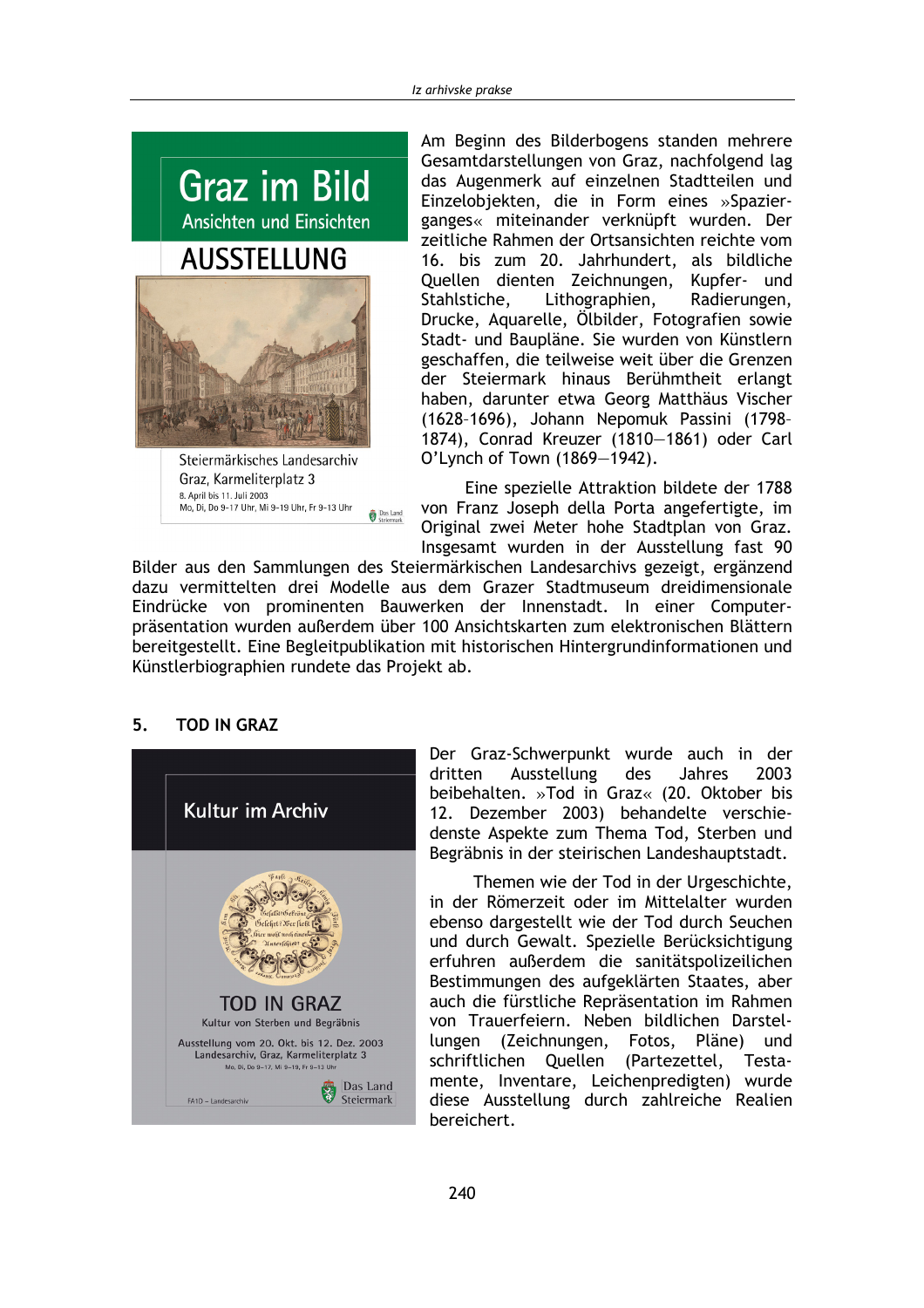Graz im Bild

Ansichten und Einsichten

AUSSTELLUNG

Steiermärkisches Landesarchiv
Graz, Karmeliterplatz 3
8. April bis 11. Juli 2003
Mo, Di, Do 9-17 Uhr, Mi 9-19 Uhr, Fr 9-13 Uhr

Am Beginn des Bilderbogens standen mehrere Gesamtdarstellungen von Graz, nachfolgend lag das Augenmerk auf einzelnen Stadtteilen und Einzelobjekten, die in Form eines »Spazierganges« miteinander verknüpft wurden. Der zeitliche Rahmen der Ortsansichten reichte vom 16. bis zum 20. Jahrhundert, als bildliche Quellen dienten Zeichnungen, Kupfer- und Stahlstiche, Lithographien, Radierungen, Drucke, Aquarelle, Ölbilder, Fotografien sowie Stadt- und Baupläne. Sie wurden von Künstlern geschaffen, die teilweise weit über die Grenzen der Steiermark hinaus Berühmtheit erlangt haben, darunter etwa Georg Matthäus Vischer (1628–1696), Johann Nepomuk Passini (1798–1874), Conrad Kreuzer (1810—1861) oder Carl O'Lynch of Town (1869—1942).

Eine spezielle Attraktion bildete der 1788 von Franz Joseph della Porta angefertigte, im Original zwei Meter hohe Stadtplan von Graz. Insgesamt wurden in der Ausstellung fast 90 Bilder aus den Sammlungen des Steiermärkischen Landesarchivs gezeigt, ergänzend dazu vermittelten drei Modelle aus dem Grazer Stadtmuseum dreidimensionale Eindrücke von prominenten Bauwerken der Innenstadt. In einer Computerpräsentation wurden außerdem über 100 Ansichtskarten zum elektronischen Blättern bereitgestellt. Eine Begleitpublikation mit historischen Hintergrundinformationen und Künstlerbiographien rundete das Projekt ab.

## 5. TOD IN GRAZ

Kultur im Archiv

TOD IN GRAZ

Kultur von Sterben und Begräbnis

Ausstellung vom 20. Okt. bis 12. Dez. 2003
Landesarchiv, Graz, Karmeliterplatz 3
Mo, Di, Do 9–17, Mi 9–19, Fr 9–13 Uhr

Der Graz-Schwerpunkt wurde auch in der dritten Ausstellung des Jahres 2003 beibehalten. »Tod in Graz« (20. Oktober bis 12. Dezember 2003) behandelte verschiedenste Aspekte zum Thema Tod, Sterben und Begräbnis in der steirischen Landeshauptstadt.

Themen wie der Tod in der Urgeschichte, in der Römerzeit oder im Mittelalter wurden ebenso dargestellt wie der Tod durch Seuchen und durch Gewalt. Spezielle Berücksichtigung erfuhren außerdem die sanitätspolizeilichen Bestimmungen des aufgeklärten Staates, aber auch die fürstliche Repräsentation im Rahmen von Trauerfeiern. Neben bildlichen Darstellungen (Zeichnungen, Fotos, Pläne) und schriftlichen Quellen (Partezettel, Testamente, Inventare, Leichenpredigten) wurde diese Ausstellung durch zahlreiche Realien bereichert.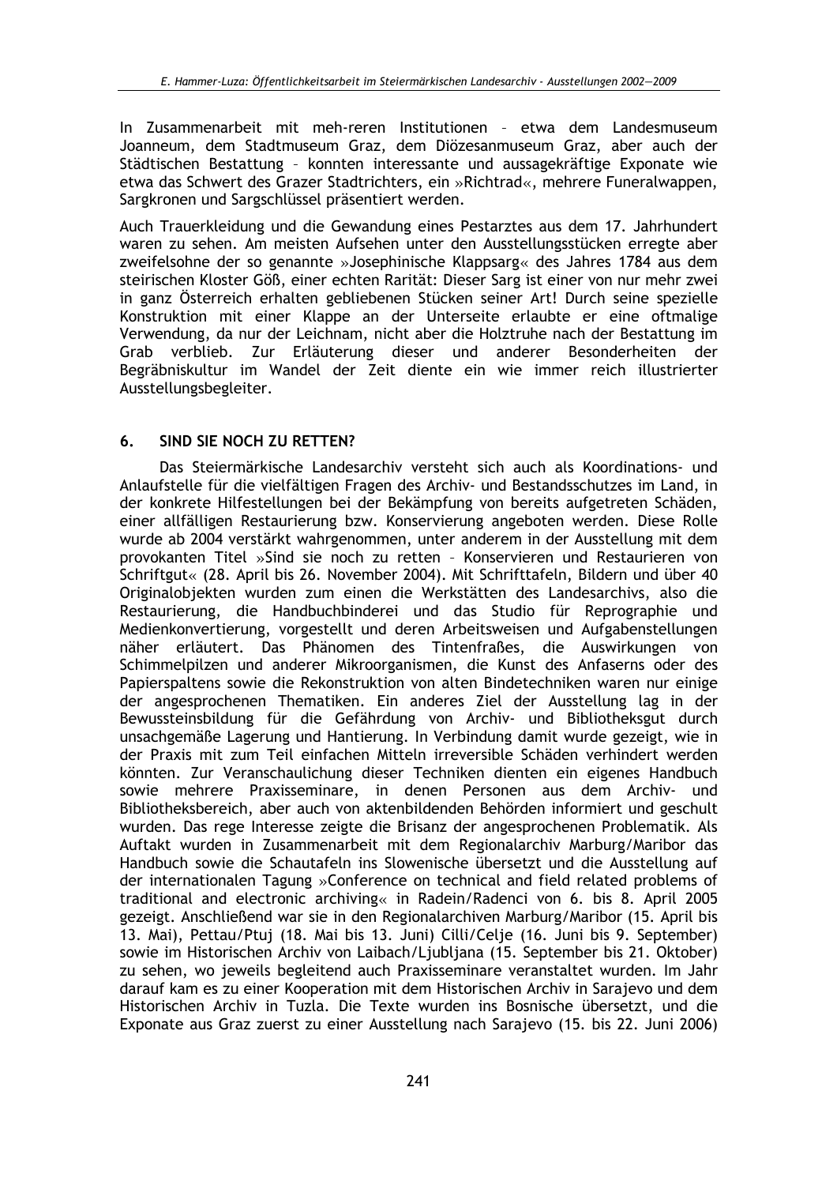In Zusammenarbeit mit meh-reren Institutionen – etwa dem Landesmuseum Joanneum, dem Stadtmuseum Graz, dem Diözesanmuseum Graz, aber auch der Städtischen Bestattung – konnten interessante und aussagekräftige Exponate wie etwa das Schwert des Grazer Stadtrichters, ein »Richtrad«, mehrere Funeralwappen, Sargkronen und Sargschlüssel präsentiert werden.

Auch Trauerkleidung und die Gewandung eines Pestarztes aus dem 17. Jahrhundert waren zu sehen. Am meisten Aufsehen unter den Ausstellungsstücken erregte aber zweifelsohne der so genannte »Josephinische Klappsarg« des Jahres 1784 aus dem steirischen Kloster Göß, einer echten Rarität: Dieser Sarg ist einer von nur mehr zwei in ganz Österreich erhalten gebliebenen Stücken seiner Art! Durch seine spezielle Konstruktion mit einer Klappe an der Unterseite erlaubte er eine oftmalige Verwendung, da nur der Leichnam, nicht aber die Holztruhe nach der Bestattung im Grab verblieb. Zur Erläuterung dieser und anderer Besonderheiten der Begräbniskultur im Wandel der Zeit diente ein wie immer reich illustrierter Ausstellungsbegleiter.

## 6. SIND SIE NOCH ZU RETTEN?

Das Steiermärkische Landesarchiv versteht sich auch als Koordinations- und Anlaufstelle für die vielfältigen Fragen des Archiv- und Bestandsschutzes im Land, in der konkrete Hilfestellungen bei der Bekämpfung von bereits aufgetretenen Schäden, einer allfälligen Restaurierung bzw. Konservierung angeboten werden. Diese Rolle wurde ab 2004 verstärkt wahrgenommen, unter anderem in der Ausstellung mit dem provokanten Titel »Sind sie noch zu retten – Konservieren und Restaurieren von Schriftgut« (28. April bis 26. November 2004). Mit Schrifttafeln, Bildern und über 40 Originalobjekten wurden zum einen die Werkstätten des Landesarchivs, also die Restaurierung, die Handbuchbinderei und das Studio für Reprographie und Medienkonvertierung, vorgestellt und deren Arbeitsweisen und Aufgabenstellungen näher erläutert. Das Phänomen des Tintenfraßes, die Auswirkungen von Schimmelpilzen und anderer Mikroorganismen, die Kunst des Anfaserns oder des Papierspaltens sowie die Rekonstruktion von alten Bindetechniken waren nur einige der angesprochenen Thematiken. Ein anderes Ziel der Ausstellung lag in der Bewussteinsbildung für die Gefährdung von Archiv- und Bibliotheksgut durch unsachgemäße Lagerung und Hantierung. In Verbindung damit wurde gezeigt, wie in der Praxis mit zum Teil einfachen Mitteln irreversible Schäden verhindert werden könnten. Zur Veranschaulichung dieser Techniken dienten ein eigenes Handbuch sowie mehrere Praxisseminare, in denen Personen aus dem Archiv- und Bibliotheksbereich, aber auch von aktenbildenden Behörden informiert und geschult wurden. Das rege Interesse zeigte die Brisanz der angesprochenen Problematik. Als Auftakt wurden in Zusammenarbeit mit dem Regionalarchiv Marburg/Maribor das Handbuch sowie die Schautafeln ins Slowenische übersetzt und die Ausstellung auf der internationalen Tagung »Conference on technical and field related problems of traditional and electronic archiving« in Radein/Radenci von 6. bis 8. April 2005 gezeigt. Anschließend war sie in den Regionalarchiven Marburg/Maribor (15. April bis 13. Mai), Pettau/Ptuj (18. Mai bis 13. Juni) Cilli/Celje (16. Juni bis 9. September) sowie im Historischen Archiv von Laibach/Ljubljana (15. September bis 21. Oktober) zu sehen, wo jeweils begleitend auch Praxisseminare veranstaltet wurden. Im Jahr darauf kam es zu einer Kooperation mit dem Historischen Archiv in Sarajevo und dem Historischen Archiv in Tuzla. Die Texte wurden ins Bosnische übersetzt, und die Exponate aus Graz zuerst zu einer Ausstellung nach Sarajevo (15. bis 22. Juni 2006)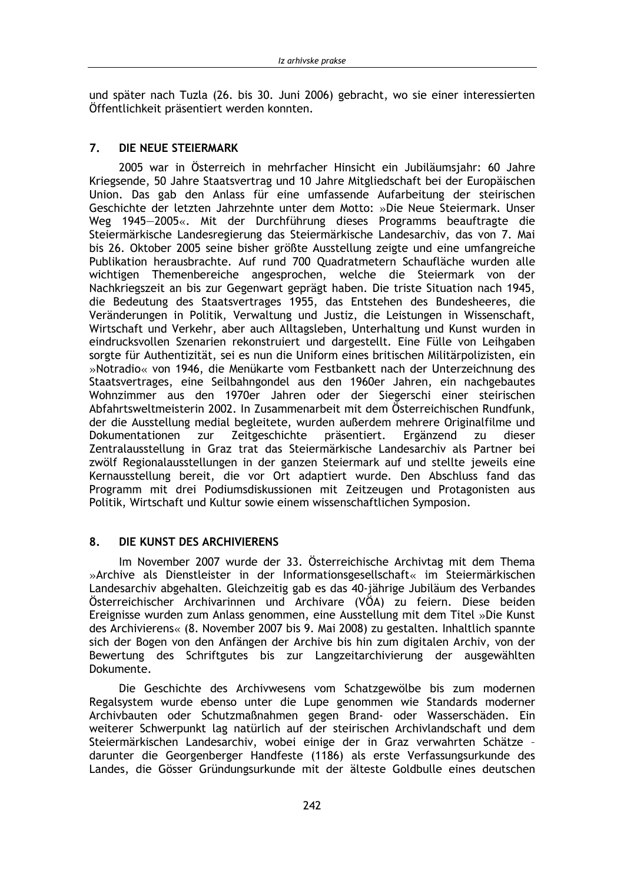und später nach Tuzla (26. bis 30. Juni 2006) gebracht, wo sie einer interessierten Öffentlichkeit präsentiert werden konnten.

## 7. DIE NEUE STEIERMARK

2005 war in Österreich in mehrfacher Hinsicht ein Jubiläumsjahr: 60 Jahre Kriegsende, 50 Jahre Staatsvertrag und 10 Jahre Mitgliedschaft bei der Europäischen Union. Das gab den Anlass für eine umfassende Aufarbeitung der steirischen Geschichte der letzten Jahrzehnte unter dem Motto: »Die Neue Steiermark. Unser Weg 1945—2005«. Mit der Durchführung dieses Programms beauftragte die Steiermärkische Landesregierung das Steiermärkische Landesarchiv, das von 7. Mai bis 26. Oktober 2005 seine bisher größte Ausstellung zeigte und eine umfangreiche Publikation herausbrachte. Auf rund 700 Quadratmetern Schaufläche wurden alle wichtigen Themenbereiche angesprochen, welche die Steiermark von der Nachkriegszeit an bis zur Gegenwart geprägt haben. Die triste Situation nach 1945, die Bedeutung des Staatsvertrages 1955, das Entstehen des Bundesheeres, die Veränderungen in Politik, Verwaltung und Justiz, die Leistungen in Wissenschaft, Wirtschaft und Verkehr, aber auch Alltagsleben, Unterhaltung und Kunst wurden in eindrucksvollen Szenarien rekonstruiert und dargestellt. Eine Fülle von Leihgaben sorgte für Authentizität, sei es nun die Uniform eines britischen Militärpolizisten, ein »Notradio« von 1946, die Menükarte vom Festbankett nach der Unterzeichnung des Staatsvertrages, eine Seilbahngondel aus den 1960er Jahren, ein nachgebautes Wohnzimmer aus den 1970er Jahren oder der Siegerschi einer steirischen Abfahrtsweltmeisterin 2002. In Zusammenarbeit mit dem Österreichischen Rundfunk, der die Ausstellung medial begleitete, wurden außerdem mehrere Originalfilme und Dokumentationen zur Zeitgeschichte präsentiert. Ergänzend zu dieser Zentralausstellung in Graz trat das Steiermärkische Landesarchiv als Partner bei zwölf Regionalausstellungen in der ganzen Steiermark auf und stellte jeweils eine Kernausstellung bereit, die vor Ort adaptiert wurde. Den Abschluss fand das Programm mit drei Podiumsdiskussionen mit Zeitzeugen und Protagonisten aus Politik, Wirtschaft und Kultur sowie einem wissenschaftlichen Symposion.

## 8. DIE KUNST DES ARCHIVIERENS

Im November 2007 wurde der 33. Österreichische Archivtag mit dem Thema »Archive als Dienstleister in der Informationsgesellschaft« im Steiermärkischen Landesarchiv abgehalten. Gleichzeitig gab es das 40-jährige Jubiläum des Verbandes Österreichischer Archivarinnen und Archivare (VÖA) zu feiern. Diese beiden Ereignisse wurden zum Anlass genommen, eine Ausstellung mit dem Titel »Die Kunst des Archivierens« (8. November 2007 bis 9. Mai 2008) zu gestalten. Inhaltlich spannte sich der Bogen von den Anfängen der Archive bis hin zum digitalen Archiv, von der Bewertung des Schriftgutes bis zur Langzeitarchivierung der ausgewählten Dokumente.

Die Geschichte des Archivwesens vom Schatzgewölbe bis zum modernen Regalsystem wurde ebenso unter die Lupe genommen wie Standards moderner Archivbauten oder Schutzmaßnahmen gegen Brand- oder Wasserschäden. Ein weiterer Schwerpunkt lag natürlich auf der steirischen Archivlandschaft und dem Steiermärkischen Landesarchiv, wobei einige der in Graz verwahrten Schätze – darunter die Georgenberger Handfeste (1186) als erste Verfassungsurkunde des Landes, die Gösser Gründungsurkunde mit der älteste Goldbulle eines deutschen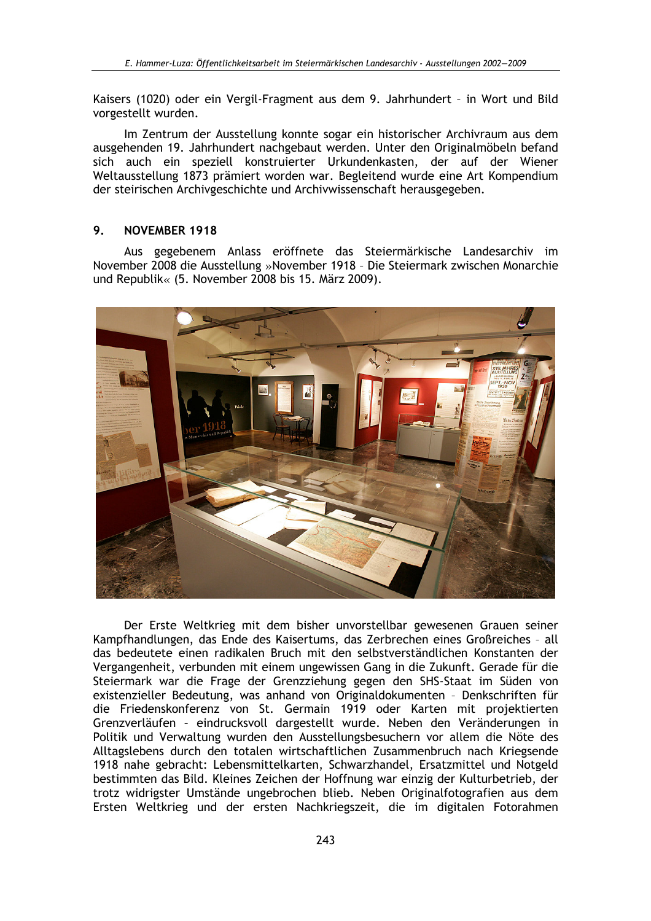Kaisers (1020) oder ein Vergil-Fragment aus dem 9. Jahrhundert – in Wort und Bild vorgestellt wurden.

Im Zentrum der Ausstellung konnte sogar ein historischer Archivraum aus dem ausgehenden 19. Jahrhundert nachgebaut werden. Unter den Originalmöbeln befand sich auch ein speziell konstruierter Urkundenkasten, der auf der Wiener Weltausstellung 1873 prämiert worden war. Begleitend wurde eine Art Kompendium der steirischen Archivgeschichte und Archivwissenschaft herausgegeben.

## 9. NOVEMBER 1918

Aus gegebenem Anlass eröffnete das Steiermärkische Landesarchiv im November 2008 die Ausstellung »November 1918 – Die Steiermark zwischen Monarchie und Republik« (5. November 2008 bis 15. März 2009).

Der Erste Weltkrieg mit dem bisher unvorstellbar gewesenen Grauen seiner Kampfhandlungen, das Ende des Kaisertums, das Zerbrechen eines Großreiches – all das bedeutete einen radikalen Bruch mit den selbstverständlichen Konstanten der Vergangenheit, verbunden mit einem ungewissen Gang in die Zukunft. Gerade für die Steiermark war die Frage der Grenzziehung gegen den SHS-Staat im Süden von existenzieller Bedeutung, was anhand von Originaldokumenten – Denkschriften für die Friedenskonferenz von St. Germain 1919 oder Karten mit projektierten Grenzverläufen – eindrucksvoll dargestellt wurde. Neben den Veränderungen in Politik und Verwaltung wurden den Ausstellungsbesuchern vor allem die Nöte des Alltagslebens durch den totalen wirtschaftlichen Zusammenbruch nach Kriegsende 1918 nahe gebracht: Lebensmittelkarten, Schwarzhandel, Ersatzmittel und Notgeld bestimmten das Bild. Kleines Zeichen der Hoffnung war einzig der Kulturbetrieb, der trotz widrigster Umstände ungebrochen blieb. Neben Originalfotografien aus dem Ersten Weltkrieg und der ersten Nachkriegszeit, die im digitalen Fotorahmen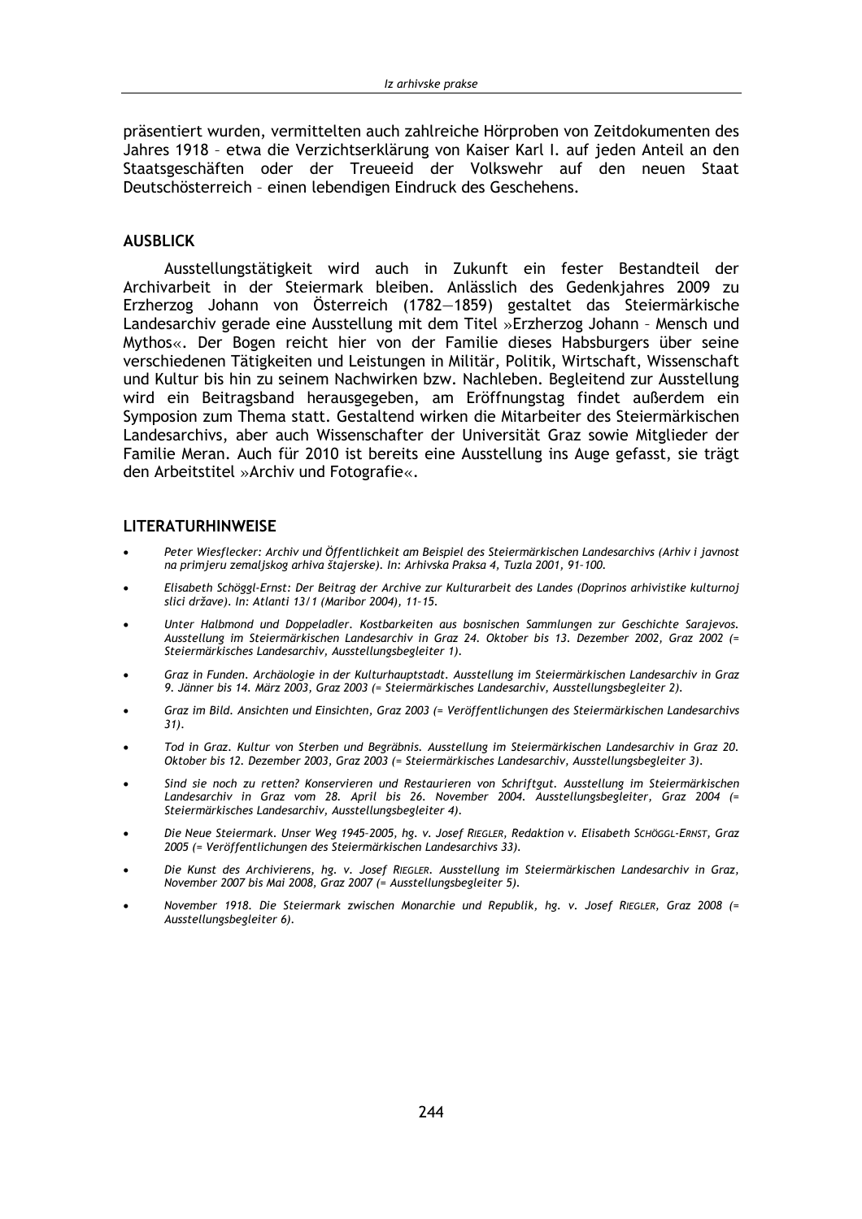präsentiert wurden, vermittelten auch zahlreiche Hörproben von Zeitdokumenten des Jahres 1918 – etwa die Verzichtserklärung von Kaiser Karl I. auf jeden Anteil an den Staatsgeschäften oder der Treueeid der Volkswehr auf den neuen Staat Deutschösterreich – einen lebendigen Eindruck des Geschehens.

## AUSBLICK

Ausstellungstätigkeit wird auch in Zukunft ein fester Bestandteil der Archivarbeit in der Steiermark bleiben. Anlässlich des Gedenkjahres 2009 zu Erzherzog Johann von Österreich (1782—1859) gestaltet das Steiermärkische Landesarchiv gerade eine Ausstellung mit dem Titel »Erzherzog Johann – Mensch und Mythos«. Der Bogen reicht hier von der Familie dieses Habsburgers über seine verschiedenen Tätigkeiten und Leistungen in Militär, Politik, Wirtschaft, Wissenschaft und Kultur bis hin zu seinem Nachwirken bzw. Nachleben. Begleitend zur Ausstellung wird ein Beitragsband herausgegeben, am Eröffnungstag findet außerdem ein Symposion zum Thema statt. Gestaltend wirken die Mitarbeiter des Steiermärkischen Landesarchivs, aber auch Wissenschafter der Universität Graz sowie Mitglieder der Familie Meran. Auch für 2010 ist bereits eine Ausstellung ins Auge gefasst, sie trägt den Arbeitstitel »Archiv und Fotografie«.

## LITERATURHINWEISE

- *Peter Wiesflecker: Archiv und Öffentlichkeit am Beispiel des Steiermärkischen Landesarchivs (Arhiv i javnost na primjeru zemaljskog arhiva štajerske). In: Arhivska Praksa 4, Tuzla 2001, 91–100.*
- *Elisabeth Schöggl-Ernst: Der Beitrag der Archive zur Kulturarbeit des Landes (Doprinos arhivistike kulturnoj slici države). In: Atlanti 13/1 (Maribor 2004), 11–15.*
- *Unter Halbmond und Doppeladler. Kostbarkeiten aus bosnischen Sammlungen zur Geschichte Sarajevos. Ausstellung im Steiermärkischen Landesarchiv in Graz 24. Oktober bis 13. Dezember 2002, Graz 2002 (= Steiermärkisches Landesarchiv, Ausstellungsbegleiter 1).*
- *Graz in Funden. Archäologie in der Kulturhauptstadt. Ausstellung im Steiermärkischen Landesarchiv in Graz 9. Jänner bis 14. März 2003, Graz 2003 (= Steiermärkisches Landesarchiv, Ausstellungsbegleiter 2).*
- *Graz im Bild. Ansichten und Einsichten, Graz 2003 (= Veröffentlichungen des Steiermärkischen Landesarchivs 31).*
- *Tod in Graz. Kultur von Sterben und Begräbnis. Ausstellung im Steiermärkischen Landesarchiv in Graz 20. Oktober bis 12. Dezember 2003, Graz 2003 (= Steiermärkisches Landesarchiv, Ausstellungsbegleiter 3).*
- *Sind sie noch zu retten? Konservieren und Restaurieren von Schriftgut. Ausstellung im Steiermärkischen Landesarchiv in Graz vom 28. April bis 26. November 2004. Ausstellungsbegleiter, Graz 2004 (= Steiermärkisches Landesarchiv, Ausstellungsbegleiter 4).*
- *Die Neue Steiermark. Unser Weg 1945–2005, hg. v. Josef RIEGLER, Redaktion v. Elisabeth SCHÖGGL-ERNST, Graz 2005 (= Veröffentlichungen des Steiermärkischen Landesarchivs 33).*
- *Die Kunst des Archivierens, hg. v. Josef RIEGLER. Ausstellung im Steiermärkischen Landesarchiv in Graz, November 2007 bis Mai 2008, Graz 2007 (= Ausstellungsbegleiter 5).*
- *November 1918. Die Steiermark zwischen Monarchie und Republik, hg. v. Josef RIEGLER, Graz 2008 (= Ausstellungsbegleiter 6).*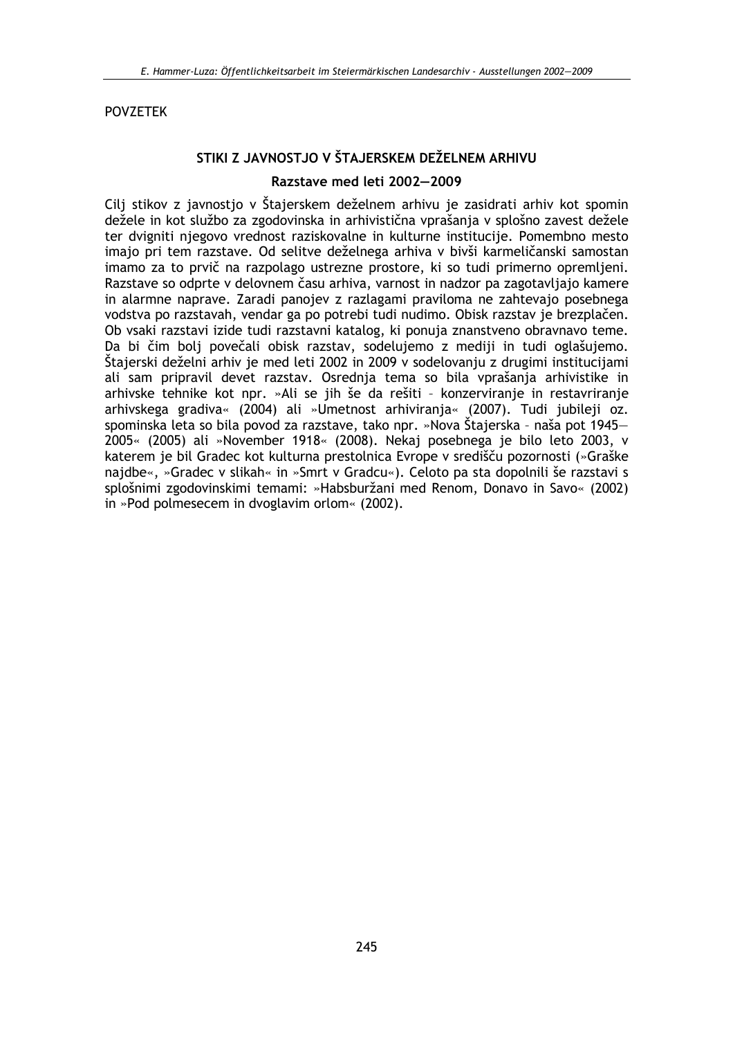POVZETEK

## STIKI Z JAVNOSTJO V ŠTAJERSKEM DEŽELNEM ARHIVU

### Razstave med leti 2002—2009

Cilj stikov z javnostjo v Štajerskem deželnem arhivu je zasidrati arhiv kot spomin dežele in kot službo za zgodovinska in arhivistična vprašanja v splošno zavest dežele ter dvigniti njegovo vrednost raziskovalne in kulturne institucije. Pomembno mesto imajo pri tem razstave. Od selitve deželnega arhiva v bivši karmeličanski samostan imamo za to prvič na razpolago ustrezne prostore, ki so tudi primerno opremljeni. Razstave so odprte v delovnem času arhiva, varnost in nadzor pa zagotavljajo kamere in alarmne naprave. Zaradi panojev z razlagami praviloma ne zahtevajo posebnega vodstva po razstavah, vendar ga po potrebi tudi nudimo. Obisk razstav je brezplačen. Ob vsaki razstavi izide tudi razstavni katalog, ki ponuja znanstveno obravnavo teme. Da bi čim bolj povečali obisk razstav, sodelujemo z mediji in tudi oglašujemo. Štajerski deželni arhiv je med leti 2002 in 2009 v sodelovanju z drugimi institucijami ali sam pripravil devet razstav. Osrednja tema so bila vprašanja arhivistike in arhivske tehnike kot npr. »Ali se jih še da rešiti – konzerviranje in restavriranje arhivskega gradiva« (2004) ali »Umetnost arhiviranja« (2007). Tudi jubileji oz. spominska leta so bila povod za razstave, tako npr. »Nova Štajerska – naša pot 1945—2005« (2005) ali »November 1918« (2008). Nekaj posebnega je bilo leto 2003, v katerem je bil Gradec kot kulturna prestolnica Evrope v središču pozornosti (»Graške najdbe«, »Gradec v slikah« in »Smrt v Gradcu«). Celoto pa sta dopolnili še razstavi s splošnimi zgodovinskimi temami: »Habsburžani med Renom, Donavo in Savo« (2002) in »Pod polmesecem in dvoglavim orlom« (2002).